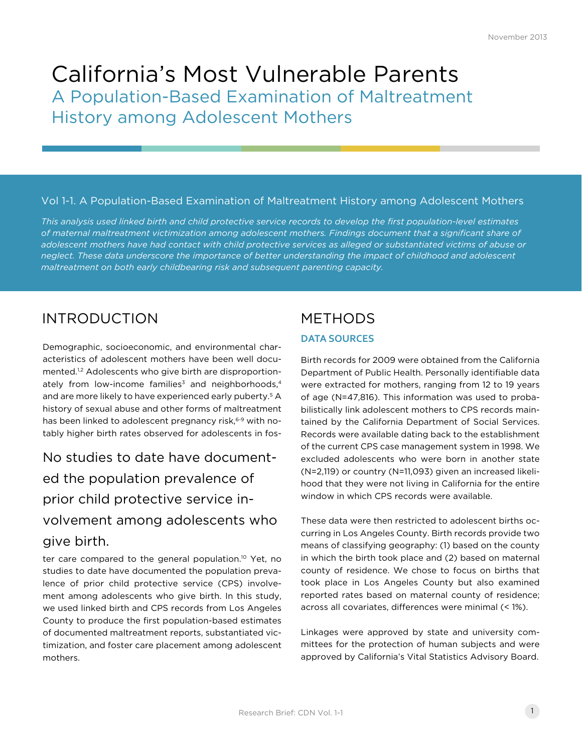November 2013

# California's Most Vulnerable Parents

## A Population-Based Examination of Maltreatment History among Adolescent Mothers

### Vol 1-1. A Population-Based Examination of Maltreatment History among Adolescent Mothers

*This analysis used linked birth and child protective service records to develop the first population-level estimates of maternal maltreatment victimization among adolescent mothers. Findings document that a significant share of adolescent mothers have had contact with child protective services as alleged or substantiated victims of abuse or neglect. These data underscore the importance of better understanding the impact of childhood and adolescent maltreatment on both early childbearing risk and subsequent parenting capacity.*

## INTRODUCTION

Demographic, socioeconomic, and environmental characteristics of adolescent mothers have been well documented.[1,2] Adolescents who give birth are disproportionately from low-income families[3] and neighborhoods,[4] and are more likely to have experienced early puberty.[5] A history of sexual abuse and other forms of maltreatment has been linked to adolescent pregnancy risk,[6-9] with notably higher birth rates observed for adolescents in foster care compared to the general population.[10] Yet, no studies to date have documented the population prevalence of prior child protective service (CPS) involvement among adolescents who give birth. In this study, we used linked birth and CPS records from Los Angeles County to produce the first population-based estimates of documented maltreatment reports, substantiated victimization, and foster care placement among adolescent mothers.

> No studies to date have documented the population prevalence of prior child protective service involvement among adolescents who give birth.

## METHODS

### DATA SOURCES

Birth records for 2009 were obtained from the California Department of Public Health. Personally identifiable data were extracted for mothers, ranging from 12 to 19 years of age (N=47,816). This information was used to probabilistically link adolescent mothers to CPS records maintained by the California Department of Social Services. Records were available dating back to the establishment of the current CPS case management system in 1998. We excluded adolescents who were born in another state (N=2,119) or country (N=11,093) given an increased likelihood that they were not living in California for the entire window in which CPS records were available.

These data were then restricted to adolescent births occurring in Los Angeles County. Birth records provide two means of classifying geography: (1) based on the county in which the birth took place and (2) based on maternal county of residence. We chose to focus on births that took place in Los Angeles County but also examined reported rates based on maternal county of residence; across all covariates, differences were minimal (< 1%).

Linkages were approved by state and university committees for the protection of human subjects and were approved by California's Vital Statistics Advisory Board.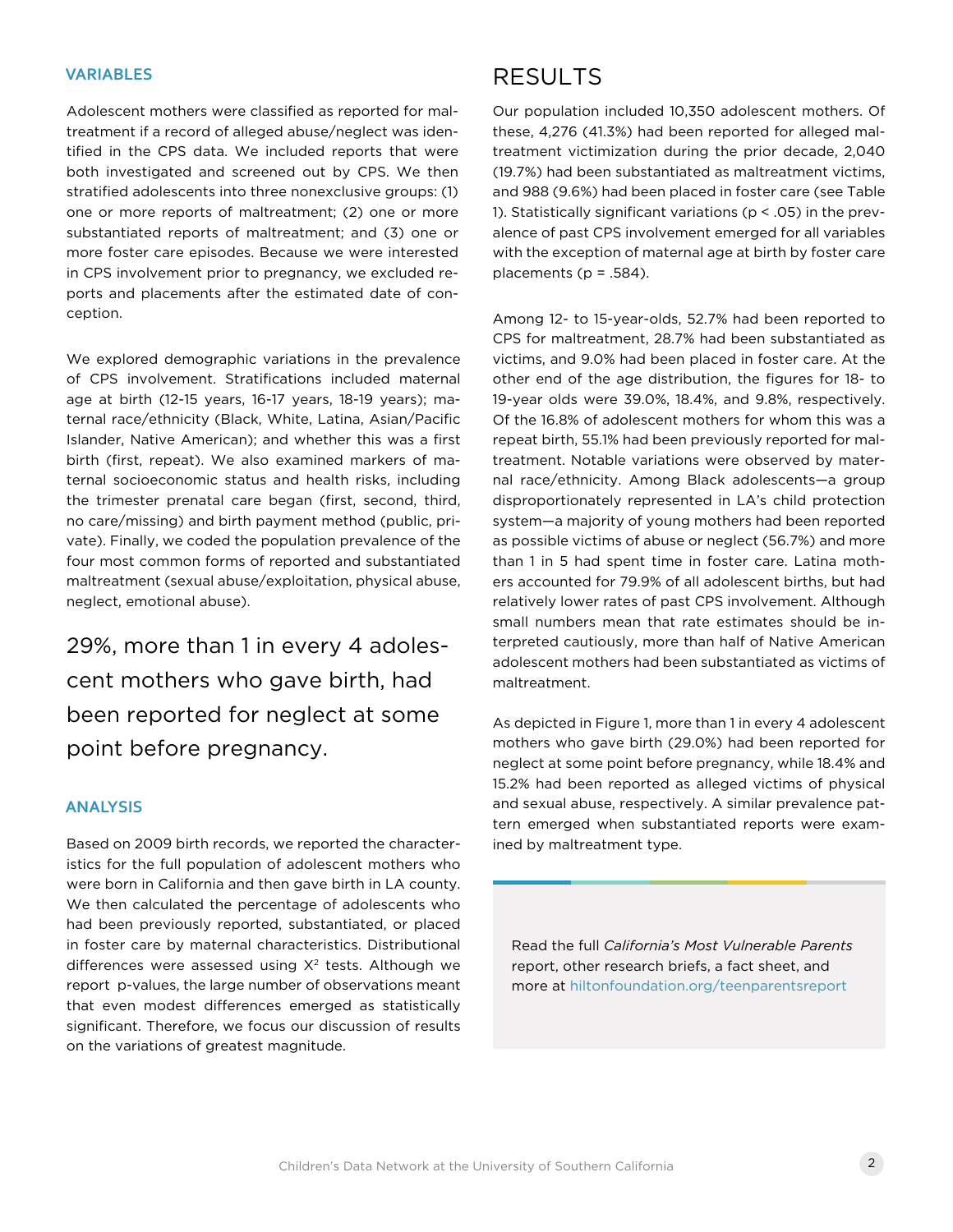### VARIABLES

Adolescent mothers were classified as reported for maltreatment if a record of alleged abuse/neglect was identified in the CPS data. We included reports that were both investigated and screened out by CPS. We then stratified adolescents into three nonexclusive groups: (1) one or more reports of maltreatment; (2) one or more substantiated reports of maltreatment; and (3) one or more foster care episodes. Because we were interested in CPS involvement prior to pregnancy, we excluded reports and placements after the estimated date of conception.

We explored demographic variations in the prevalence of CPS involvement. Stratifications included maternal age at birth (12-15 years, 16-17 years, 18-19 years); maternal race/ethnicity (Black, White, Latina, Asian/Pacific Islander, Native American); and whether this was a first birth (first, repeat). We also examined markers of maternal socioeconomic status and health risks, including the trimester prenatal care began (first, second, third, no care/missing) and birth payment method (public, private). Finally, we coded the population prevalence of the four most common forms of reported and substantiated maltreatment (sexual abuse/exploitation, physical abuse, neglect, emotional abuse).

> 29%, more than 1 in every 4 adolescent mothers who gave birth, had been reported for neglect at some point before pregnancy.

### ANALYSIS

Based on 2009 birth records, we reported the characteristics for the full population of adolescent mothers who were born in California and then gave birth in LA county. We then calculated the percentage of adolescents who had been previously reported, substantiated, or placed in foster care by maternal characteristics. Distributional differences were assessed using $X^2$ tests. Although we report p-values, the large number of observations meant that even modest differences emerged as statistically significant. Therefore, we focus our discussion of results on the variations of greatest magnitude.

## RESULTS

Our population included 10,350 adolescent mothers. Of these, 4,276 (41.3%) had been reported for alleged maltreatment victimization during the prior decade, 2,040 (19.7%) had been substantiated as maltreatment victims, and 988 (9.6%) had been placed in foster care (see Table 1). Statistically significant variations ($p < .05$) in the prevalence of past CPS involvement emerged for all variables with the exception of maternal age at birth by foster care placements ($p = .584$).

Among 12- to 15-year-olds, 52.7% had been reported to CPS for maltreatment, 28.7% had been substantiated as victims, and 9.0% had been placed in foster care. At the other end of the age distribution, the figures for 18- to 19-year olds were 39.0%, 18.4%, and 9.8%, respectively. Of the 16.8% of adolescent mothers for whom this was a repeat birth, 55.1% had been previously reported for maltreatment. Notable variations were observed by maternal race/ethnicity. Among Black adolescents—a group disproportionately represented in LA's child protection system—a majority of young mothers had been reported as possible victims of abuse or neglect (56.7%) and more than 1 in 5 had spent time in foster care. Latina mothers accounted for 79.9% of all adolescent births, but had relatively lower rates of past CPS involvement. Although small numbers mean that rate estimates should be interpreted cautiously, more than half of Native American adolescent mothers had been substantiated as victims of maltreatment.

As depicted in Figure 1, more than 1 in every 4 adolescent mothers who gave birth (29.0%) had been reported for neglect at some point before pregnancy, while 18.4% and 15.2% had been reported as alleged victims of physical and sexual abuse, respectively. A similar prevalence pattern emerged when substantiated reports were examined by maltreatment type.

Read the full *California's Most Vulnerable Parents* report, other research briefs, a fact sheet, and more at hiltonfoundation.org/teenparentsreport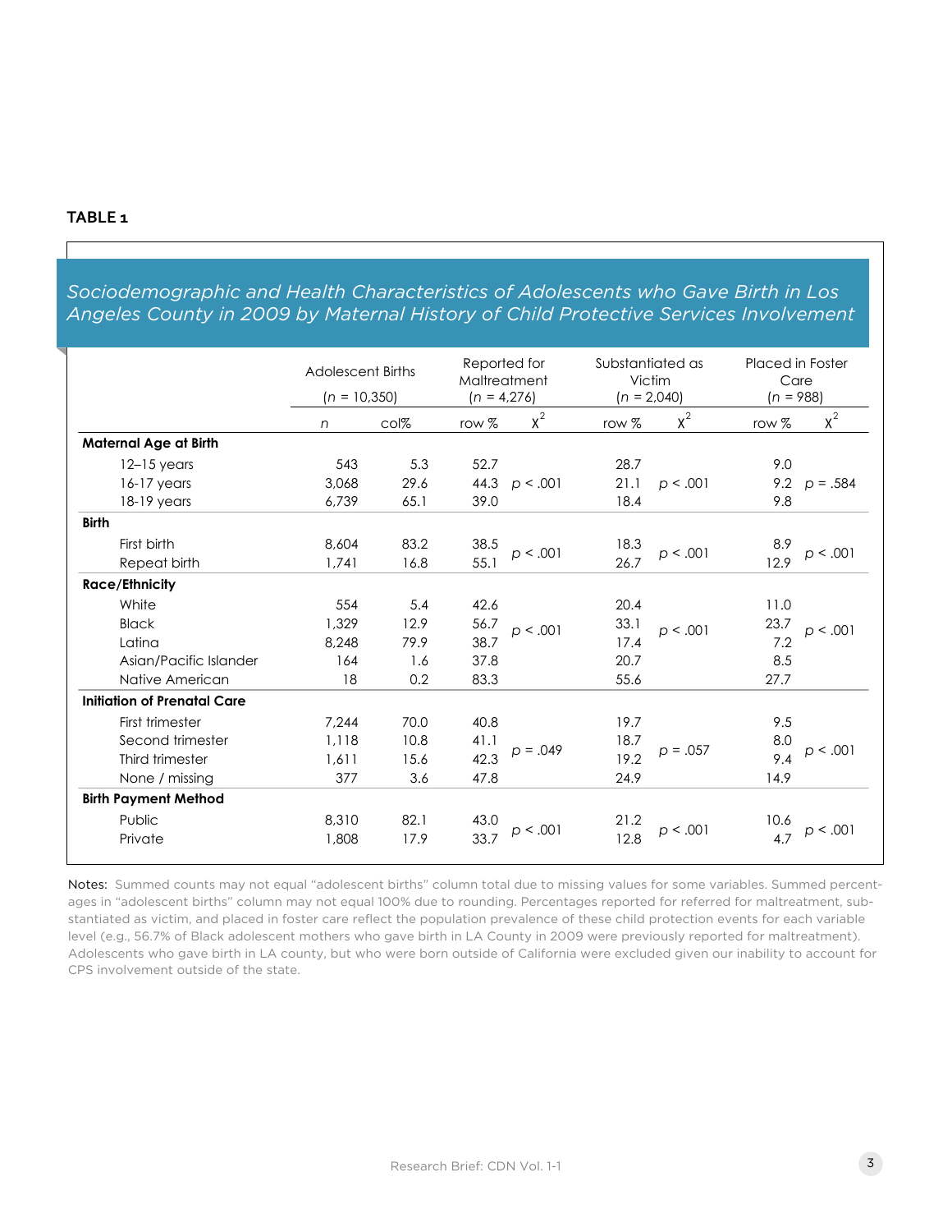**TABLE 1**

*Sociodemographic and Health Characteristics of Adolescents who Gave Birth in Los Angeles County in 2009 by Maternal History of Child Protective Services Involvement*

| | Adolescent Births ($n$ = 10,350) | | Reported for Maltreatment ($n$ = 4,276) | | Substantiated as Victim ($n$ = 2,040) | | Placed in Foster Care ($n$ = 988) | |
|---|---|---|---|---|---|---|---|---|
| | $n$ | col% | row % | $\chi^2$ | row % | $\chi^2$ | row % | $\chi^2$ |
| **Maternal Age at Birth** | | | | | | | | |
| 12–15 years | 543 | 5.3 | 52.7 | | 28.7 | | 9.0 | |
| 16-17 years | 3,068 | 29.6 | 44.3 | $p < .001$ | 21.1 | $p < .001$ | 9.2 | $p = .584$ |
| 18-19 years | 6,739 | 65.1 | 39.0 | | 18.4 | | 9.8 | |
| **Birth** | | | | | | | | |
| First birth | 8,604 | 83.2 | 38.5 | $p < .001$ | 18.3 | $p < .001$ | 8.9 | $p < .001$ |
| Repeat birth | 1,741 | 16.8 | 55.1 | | 26.7 | | 12.9 | |
| **Race/Ethnicity** | | | | | | | | |
| White | 554 | 5.4 | 42.6 | | 20.4 | | 11.0 | |
| Black | 1,329 | 12.9 | 56.7 | $p < .001$ | 33.1 | $p < .001$ | 23.7 | $p < .001$ |
| Latina | 8,248 | 79.9 | 38.7 | | 17.4 | | 7.2 | |
| Asian/Pacific Islander | 164 | 1.6 | 37.8 | | 20.7 | | 8.5 | |
| Native American | 18 | 0.2 | 83.3 | | 55.6 | | 27.7 | |
| **Initiation of Prenatal Care** | | | | | | | | |
| First trimester | 7,244 | 70.0 | 40.8 | | 19.7 | | 9.5 | |
| Second trimester | 1,118 | 10.8 | 41.1 | $p = .049$ | 18.7 | $p = .057$ | 8.0 | $p < .001$ |
| Third trimester | 1,611 | 15.6 | 42.3 | | 19.2 | | 9.4 | |
| None / missing | 377 | 3.6 | 47.8 | | 24.9 | | 14.9 | |
| **Birth Payment Method** | | | | | | | | |
| Public | 8,310 | 82.1 | 43.0 | $p < .001$ | 21.2 | $p < .001$ | 10.6 | $p < .001$ |
| Private | 1,808 | 17.9 | 33.7 | | 12.8 | | 4.7 | |

Notes: Summed counts may not equal "adolescent births" column total due to missing values for some variables. Summed percentages in "adolescent births" column may not equal 100% due to rounding. Percentages reported for referred for maltreatment, substantiated as victim, and placed in foster care reflect the population prevalence of these child protection events for each variable level (e.g., 56.7% of Black adolescent mothers who gave birth in LA County in 2009 were previously reported for maltreatment). Adolescents who gave birth in LA county, but who were born outside of California were excluded given our inability to account for CPS involvement outside of the state.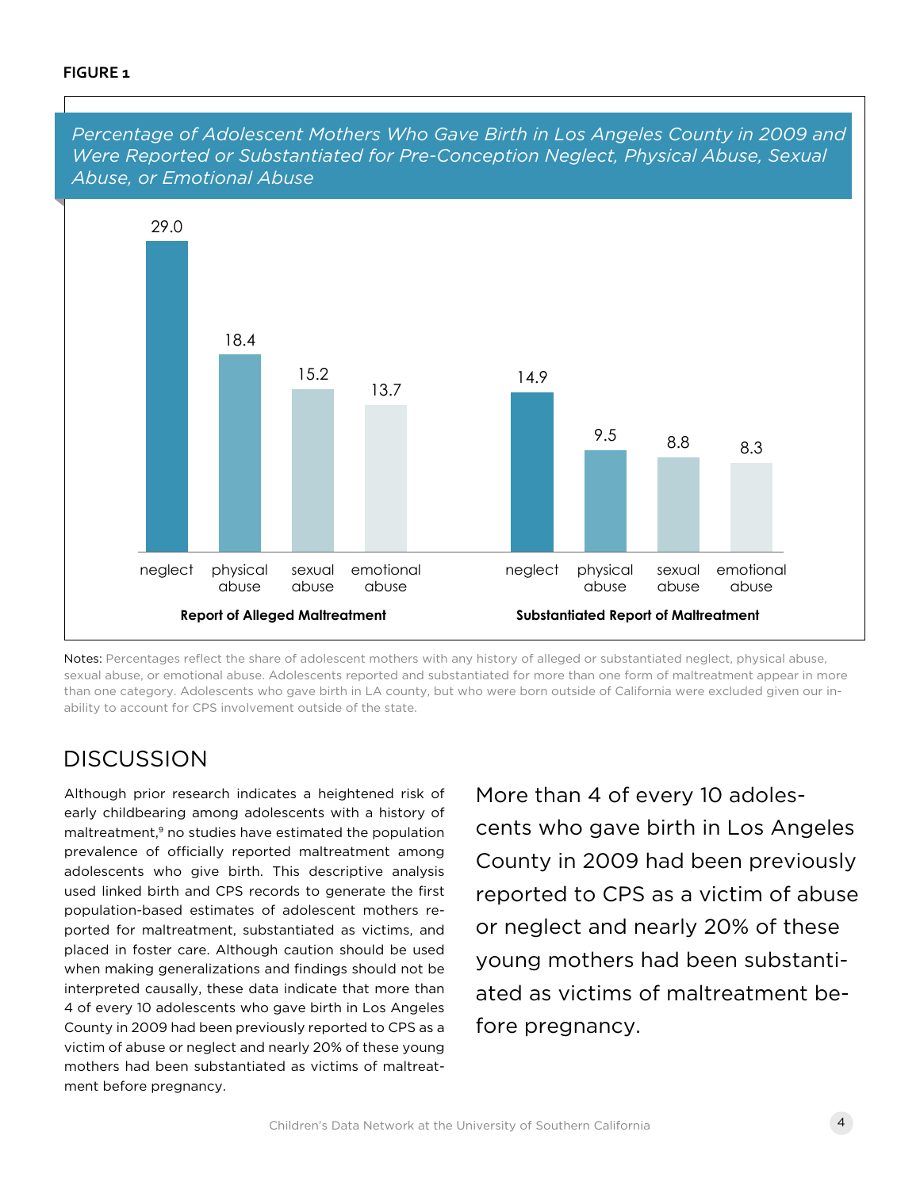**FIGURE 1**

*Percentage of Adolescent Mothers Who Gave Birth in Los Angeles County in 2009 and Were Reported or Substantiated for Pre-Conception Neglect, Physical Abuse, Sexual Abuse, or Emotional Abuse*

| | neglect | physical abuse | sexual abuse | emotional abuse |
|---|---|---|---|---|
| Report of Alleged Maltreatment | 29.0 | 18.4 | 15.2 | 13.7 |
| Substantiated Report of Maltreatment | 14.9 | 9.5 | 8.8 | 8.3 |

Notes: Percentages reflect the share of adolescent mothers with any history of alleged or substantiated neglect, physical abuse, sexual abuse, or emotional abuse. Adolescents reported and substantiated for more than one form of maltreatment appear in more than one category. Adolescents who gave birth in LA county, but who were born outside of California were excluded given our inability to account for CPS involvement outside of the state.

## DISCUSSION

Although prior research indicates a heightened risk of early childbearing among adolescents with a history of maltreatment,[9] no studies have estimated the population prevalence of officially reported maltreatment among adolescents who give birth. This descriptive analysis used linked birth and CPS records to generate the first population-based estimates of adolescent mothers reported for maltreatment, substantiated as victims, and placed in foster care. Although caution should be used when making generalizations and findings should not be interpreted causally, these data indicate that more than 4 of every 10 adolescents who gave birth in Los Angeles County in 2009 had been previously reported to CPS as a victim of abuse or neglect and nearly 20% of these young mothers had been substantiated as victims of maltreatment before pregnancy.

> More than 4 of every 10 adolescents who gave birth in Los Angeles County in 2009 had been previously reported to CPS as a victim of abuse or neglect and nearly 20% of these young mothers had been substantiated as victims of maltreatment before pregnancy.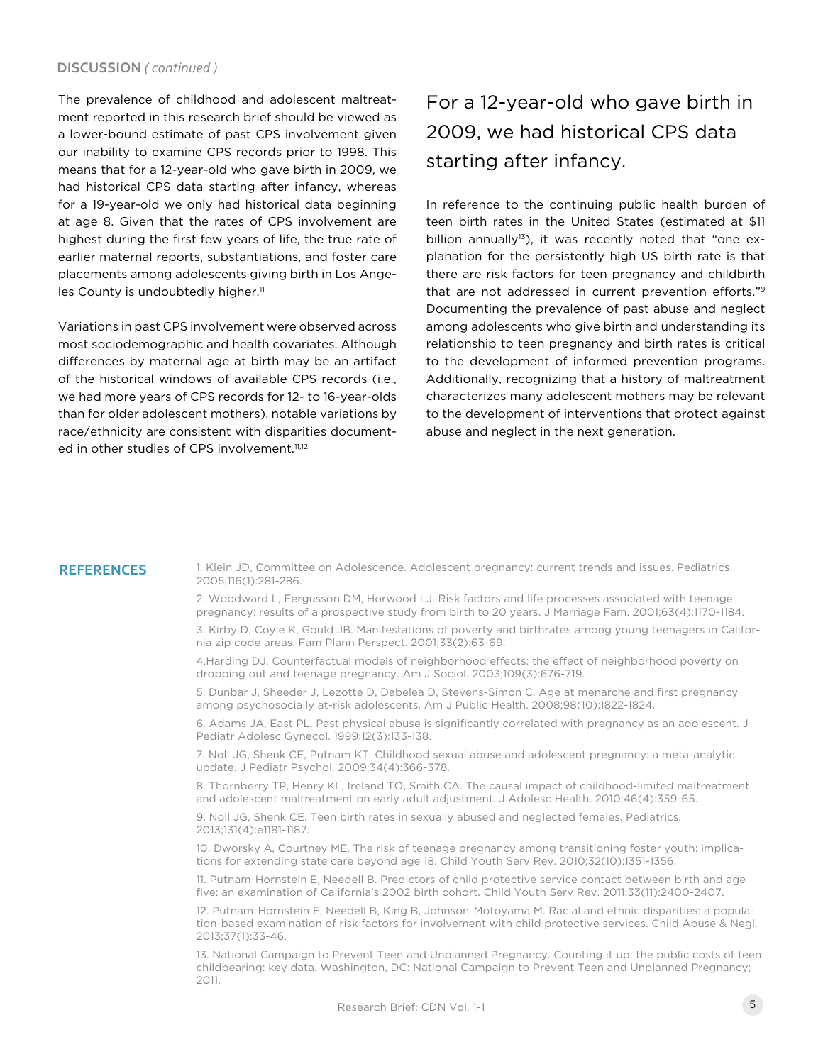## DISCUSSION *( continued )*

The prevalence of childhood and adolescent maltreatment reported in this research brief should be viewed as a lower-bound estimate of past CPS involvement given our inability to examine CPS records prior to 1998. This means that for a 12-year-old who gave birth in 2009, we had historical CPS data starting after infancy, whereas for a 19-year-old we only had historical data beginning at age 8. Given that the rates of CPS involvement are highest during the first few years of life, the true rate of earlier maternal reports, substantiations, and foster care placements among adolescents giving birth in Los Angeles County is undoubtedly higher.[11]

Variations in past CPS involvement were observed across most sociodemographic and health covariates. Although differences by maternal age at birth may be an artifact of the historical windows of available CPS records (i.e., we had more years of CPS records for 12- to 16-year-olds than for older adolescent mothers), notable variations by race/ethnicity are consistent with disparities documented in other studies of CPS involvement.[11,12]

> For a 12-year-old who gave birth in 2009, we had historical CPS data starting after infancy.

In reference to the continuing public health burden of teen birth rates in the United States (estimated at $11 billion annually[13]), it was recently noted that "one explanation for the persistently high US birth rate is that there are risk factors for teen pregnancy and childbirth that are not addressed in current prevention efforts."[9] Documenting the prevalence of past abuse and neglect among adolescents who give birth and understanding its relationship to teen pregnancy and birth rates is critical to the development of informed prevention programs. Additionally, recognizing that a history of maltreatment characterizes many adolescent mothers may be relevant to the development of interventions that protect against abuse and neglect in the next generation.

## REFERENCES

1. Klein JD, Committee on Adolescence. Adolescent pregnancy: current trends and issues. Pediatrics. 2005;116(1):281-286.
2. Woodward L, Fergusson DM, Horwood LJ. Risk factors and life processes associated with teenage pregnancy: results of a prospective study from birth to 20 years. J Marriage Fam. 2001;63(4):1170-1184.
3. Kirby D, Coyle K, Gould JB. Manifestations of poverty and birthrates among young teenagers in California zip code areas. Fam Plann Perspect. 2001;33(2):63-69.
4. Harding DJ. Counterfactual models of neighborhood effects: the effect of neighborhood poverty on dropping out and teenage pregnancy. Am J Sociol. 2003;109(3):676-719.
5. Dunbar J, Sheeder J, Lezotte D, Dabelea D, Stevens-Simon C. Age at menarche and first pregnancy among psychosocially at-risk adolescents. Am J Public Health. 2008;98(10):1822-1824.
6. Adams JA, East PL. Past physical abuse is significantly correlated with pregnancy as an adolescent. J Pediatr Adolesc Gynecol. 1999;12(3):133-138.
7. Noll JG, Shenk CE, Putnam KT. Childhood sexual abuse and adolescent pregnancy: a meta-analytic update. J Pediatr Psychol. 2009;34(4):366-378.
8. Thornberry TP, Henry KL, Ireland TO, Smith CA. The causal impact of childhood-limited maltreatment and adolescent maltreatment on early adult adjustment. J Adolesc Health. 2010;46(4):359-65.
9. Noll JG, Shenk CE. Teen birth rates in sexually abused and neglected females. Pediatrics. 2013;131(4):e1181-1187.
10. Dworsky A, Courtney ME. The risk of teenage pregnancy among transitioning foster youth: implications for extending state care beyond age 18. Child Youth Serv Rev. 2010;32(10):1351-1356.
11. Putnam-Hornstein E, Needell B. Predictors of child protective service contact between birth and age five: an examination of California's 2002 birth cohort. Child Youth Serv Rev. 2011;33(11):2400-2407.
12. Putnam-Hornstein E, Needell B, King B, Johnson-Motoyama M. Racial and ethnic disparities: a population-based examination of risk factors for involvement with child protective services. Child Abuse & Negl. 2013;37(1):33-46.
13. National Campaign to Prevent Teen and Unplanned Pregnancy. Counting it up: the public costs of teen childbearing: key data. Washington, DC: National Campaign to Prevent Teen and Unplanned Pregnancy; 2011.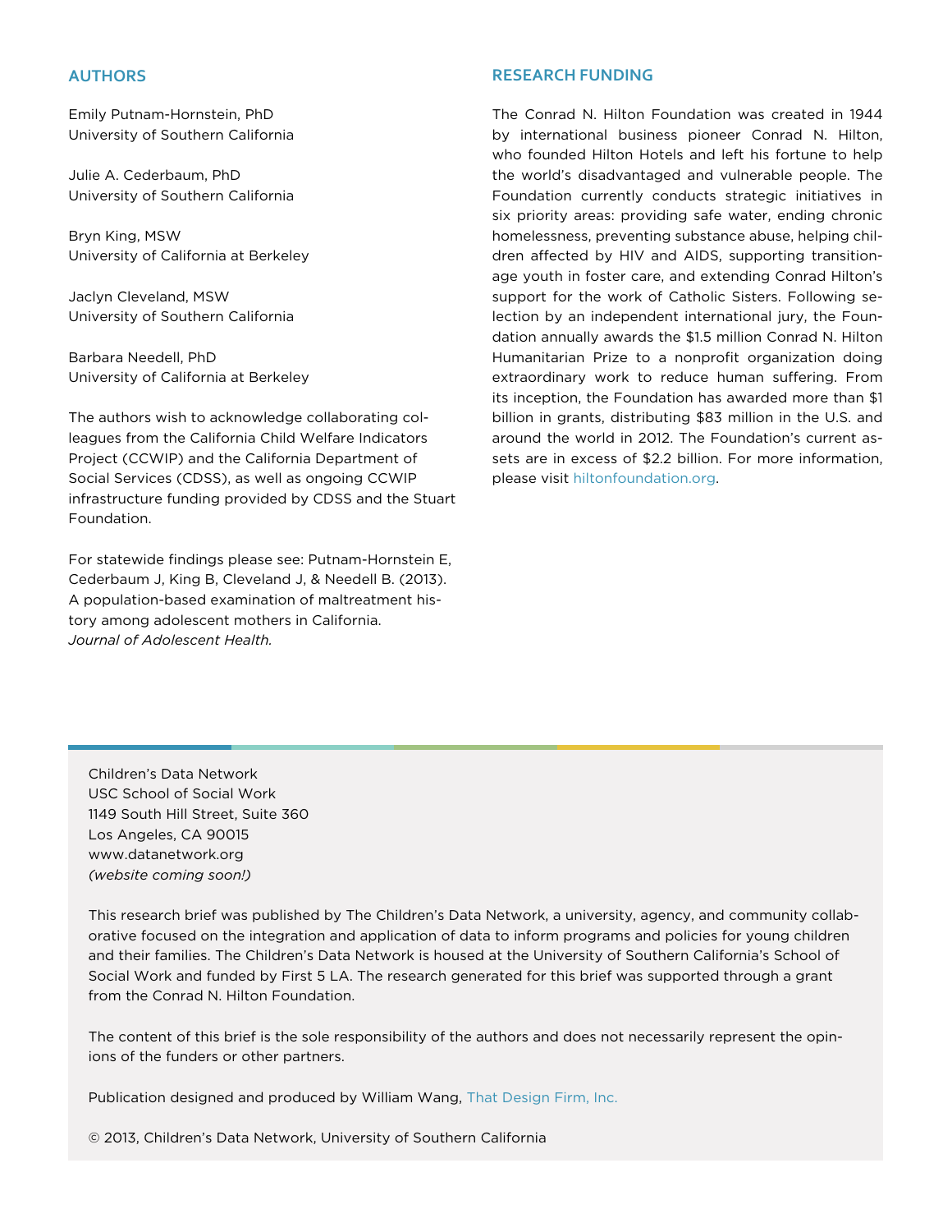## AUTHORS

Emily Putnam-Hornstein, PhD
University of Southern California

Julie A. Cederbaum, PhD
University of Southern California

Bryn King, MSW
University of California at Berkeley

Jaclyn Cleveland, MSW
University of Southern California

Barbara Needell, PhD
University of California at Berkeley

The authors wish to acknowledge collaborating colleagues from the California Child Welfare Indicators Project (CCWIP) and the California Department of Social Services (CDSS), as well as ongoing CCWIP infrastructure funding provided by CDSS and the Stuart Foundation.

For statewide findings please see: Putnam-Hornstein E, Cederbaum J, King B, Cleveland J, & Needell B. (2013). A population-based examination of maltreatment history among adolescent mothers in California. *Journal of Adolescent Health.*

## RESEARCH FUNDING

The Conrad N. Hilton Foundation was created in 1944 by international business pioneer Conrad N. Hilton, who founded Hilton Hotels and left his fortune to help the world's disadvantaged and vulnerable people. The Foundation currently conducts strategic initiatives in six priority areas: providing safe water, ending chronic homelessness, preventing substance abuse, helping children affected by HIV and AIDS, supporting transition-age youth in foster care, and extending Conrad Hilton's support for the work of Catholic Sisters. Following selection by an independent international jury, the Foundation annually awards the $1.5 million Conrad N. Hilton Humanitarian Prize to a nonprofit organization doing extraordinary work to reduce human suffering. From its inception, the Foundation has awarded more than $1 billion in grants, distributing $83 million in the U.S. and around the world in 2012. The Foundation's current assets are in excess of $2.2 billion. For more information, please visit hiltonfoundation.org.

Children's Data Network
USC School of Social Work
1149 South Hill Street, Suite 360
Los Angeles, CA 90015
www.datanetwork.org
*(website coming soon!)*

This research brief was published by The Children's Data Network, a university, agency, and community collaborative focused on the integration and application of data to inform programs and policies for young children and their families. The Children's Data Network is housed at the University of Southern California's School of Social Work and funded by First 5 LA. The research generated for this brief was supported through a grant from the Conrad N. Hilton Foundation.

The content of this brief is the sole responsibility of the authors and does not necessarily represent the opinions of the funders or other partners.

Publication designed and produced by William Wang, That Design Firm, Inc.

© 2013, Children's Data Network, University of Southern California